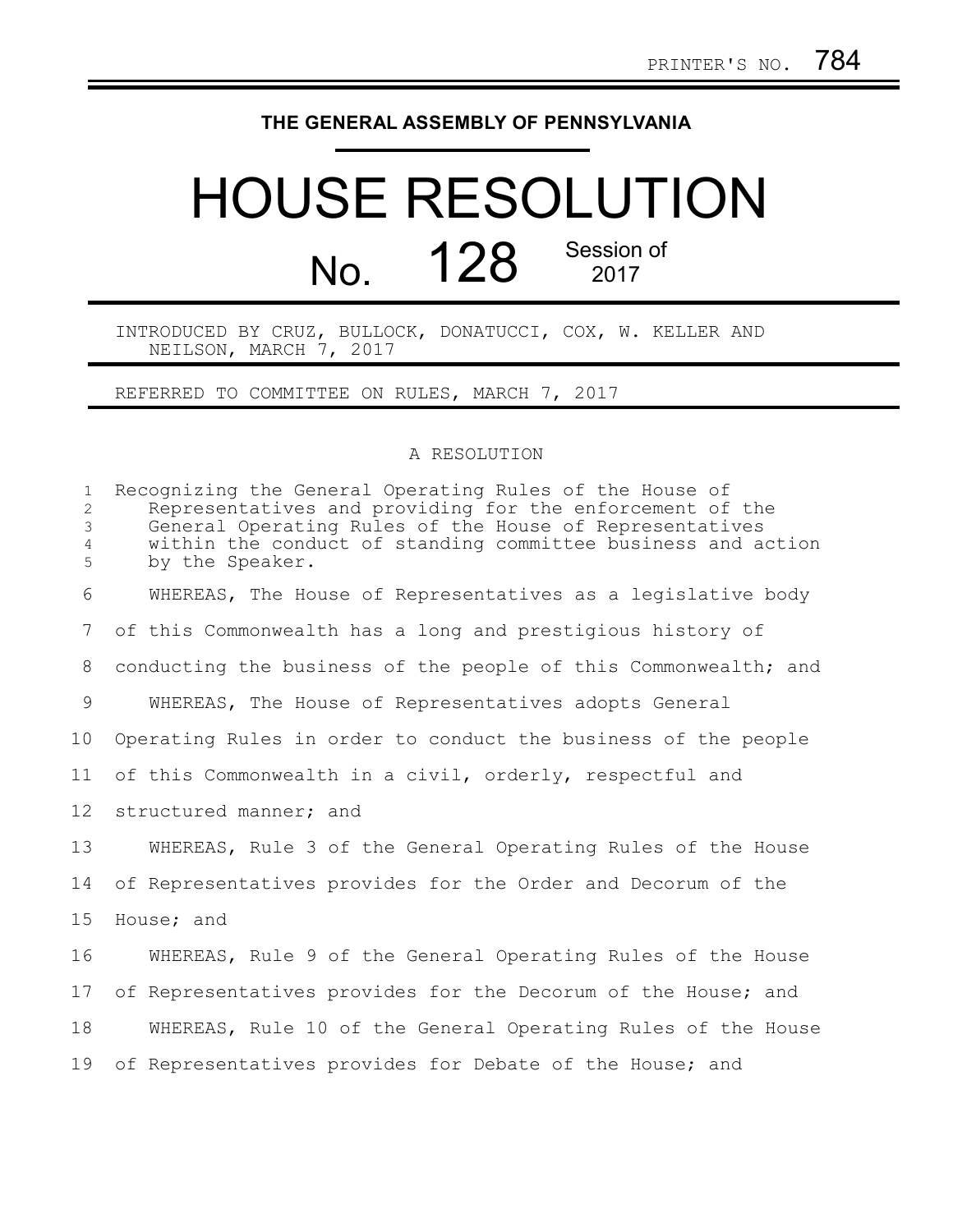PRINTER'S NO. 784

**THE GENERAL ASSEMBLY OF PENNSYLVANIA**

# HOUSE RESOLUTION

## No. 128 Session of 2017

INTRODUCED BY CRUZ, BULLOCK, DONATUCCI, COX, W. KELLER AND NEILSON, MARCH 7, 2017

REFERRED TO COMMITTEE ON RULES, MARCH 7, 2017

A RESOLUTION

Recognizing the General Operating Rules of the House of Representatives and providing for the enforcement of the General Operating Rules of the House of Representatives within the conduct of standing committee business and action by the Speaker.

WHEREAS, The House of Representatives as a legislative body of this Commonwealth has a long and prestigious history of conducting the business of the people of this Commonwealth; and

WHEREAS, The House of Representatives adopts General Operating Rules in order to conduct the business of the people of this Commonwealth in a civil, orderly, respectful and structured manner; and

WHEREAS, Rule 3 of the General Operating Rules of the House of Representatives provides for the Order and Decorum of the House; and

WHEREAS, Rule 9 of the General Operating Rules of the House of Representatives provides for the Decorum of the House; and

WHEREAS, Rule 10 of the General Operating Rules of the House of Representatives provides for Debate of the House; and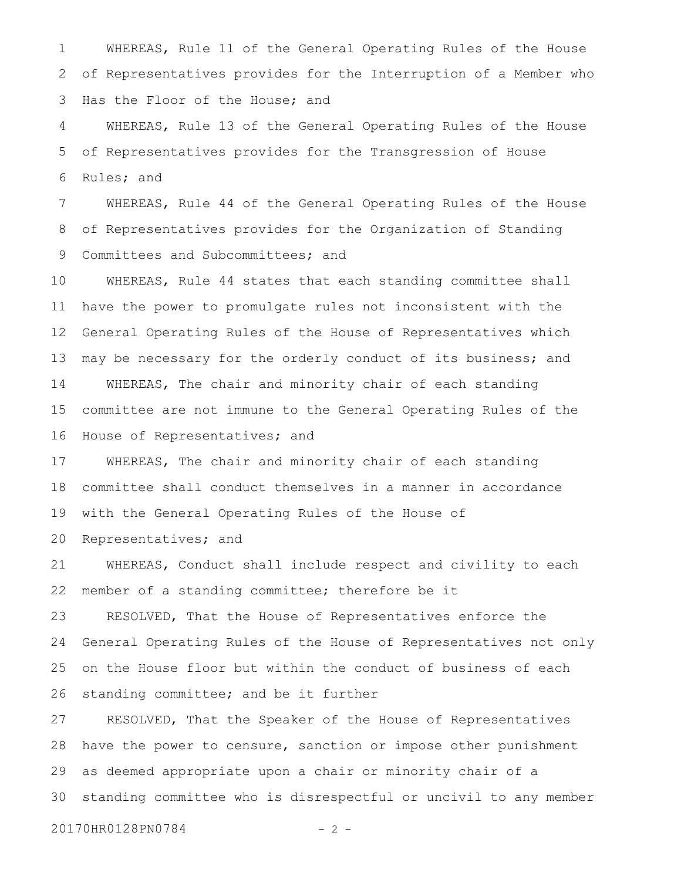WHEREAS, Rule 11 of the General Operating Rules of the House of Representatives provides for the Interruption of a Member who Has the Floor of the House; and

WHEREAS, Rule 13 of the General Operating Rules of the House of Representatives provides for the Transgression of House Rules; and

WHEREAS, Rule 44 of the General Operating Rules of the House of Representatives provides for the Organization of Standing Committees and Subcommittees; and

WHEREAS, Rule 44 states that each standing committee shall have the power to promulgate rules not inconsistent with the General Operating Rules of the House of Representatives which may be necessary for the orderly conduct of its business; and

WHEREAS, The chair and minority chair of each standing committee are not immune to the General Operating Rules of the House of Representatives; and

WHEREAS, The chair and minority chair of each standing committee shall conduct themselves in a manner in accordance with the General Operating Rules of the House of Representatives; and

WHEREAS, Conduct shall include respect and civility to each member of a standing committee; therefore be it

RESOLVED, That the House of Representatives enforce the General Operating Rules of the House of Representatives not only on the House floor but within the conduct of business of each standing committee; and be it further

RESOLVED, That the Speaker of the House of Representatives have the power to censure, sanction or impose other punishment as deemed appropriate upon a chair or minority chair of a standing committee who is disrespectful or uncivil to any member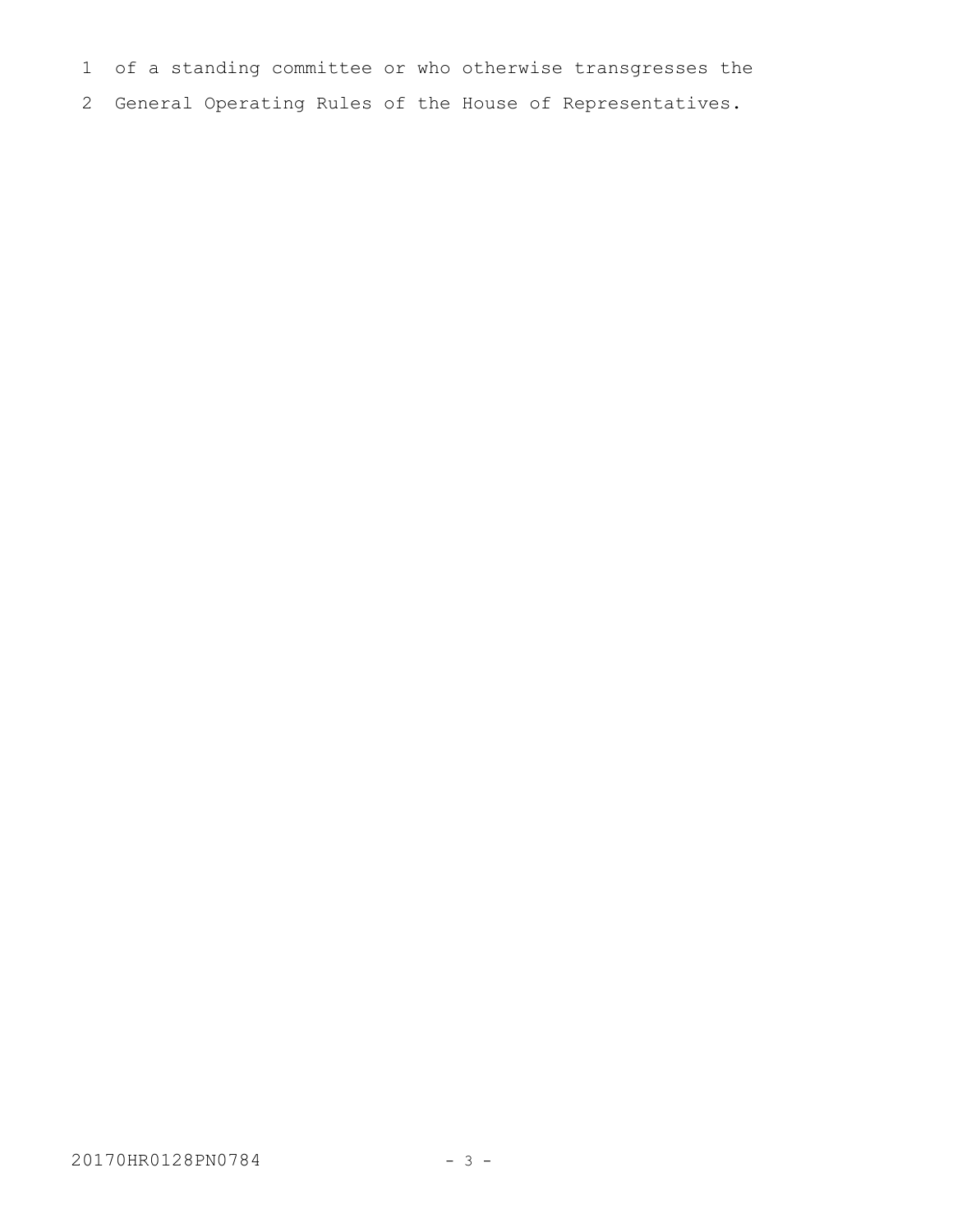of a standing committee or who otherwise transgresses the General Operating Rules of the House of Representatives.